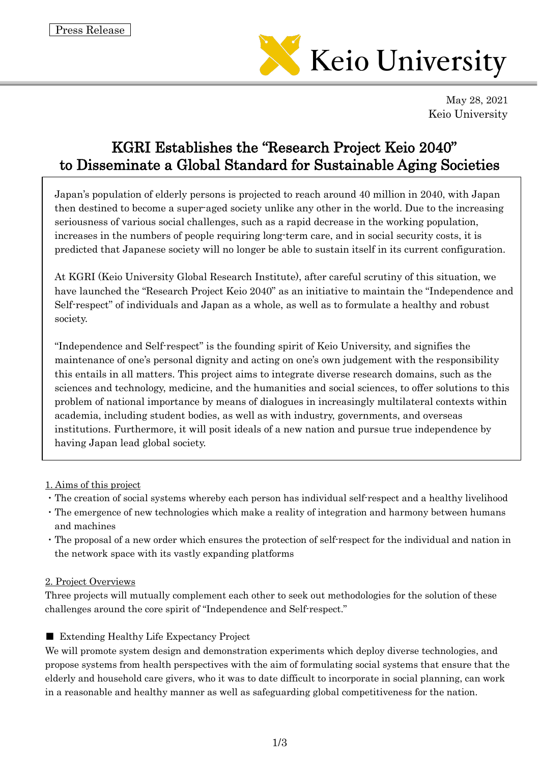Press Release

Keio University

May 28, 2021
Keio University

# KGRI Establishes the "Research Project Keio 2040" to Disseminate a Global Standard for Sustainable Aging Societies

Japan's population of elderly persons is projected to reach around 40 million in 2040, with Japan then destined to become a super-aged society unlike any other in the world. Due to the increasing seriousness of various social challenges, such as a rapid decrease in the working population, increases in the numbers of people requiring long-term care, and in social security costs, it is predicted that Japanese society will no longer be able to sustain itself in its current configuration.

At KGRI (Keio University Global Research Institute), after careful scrutiny of this situation, we have launched the "Research Project Keio 2040" as an initiative to maintain the "Independence and Self-respect" of individuals and Japan as a whole, as well as to formulate a healthy and robust society.

"Independence and Self-respect" is the founding spirit of Keio University, and signifies the maintenance of one's personal dignity and acting on one's own judgement with the responsibility this entails in all matters. This project aims to integrate diverse research domains, such as the sciences and technology, medicine, and the humanities and social sciences, to offer solutions to this problem of national importance by means of dialogues in increasingly multilateral contexts within academia, including student bodies, as well as with industry, governments, and overseas institutions. Furthermore, it will posit ideals of a new nation and pursue true independence by having Japan lead global society.

## 1. Aims of this project

- The creation of social systems whereby each person has individual self-respect and a healthy livelihood
- The emergence of new technologies which make a reality of integration and harmony between humans and machines
- The proposal of a new order which ensures the protection of self-respect for the individual and nation in the network space with its vastly expanding platforms

## 2. Project Overviews

Three projects will mutually complement each other to seek out methodologies for the solution of these challenges around the core spirit of "Independence and Self-respect."

### ■ Extending Healthy Life Expectancy Project

We will promote system design and demonstration experiments which deploy diverse technologies, and propose systems from health perspectives with the aim of formulating social systems that ensure that the elderly and household care givers, who it was to date difficult to incorporate in social planning, can work in a reasonable and healthy manner as well as safeguarding global competitiveness for the nation.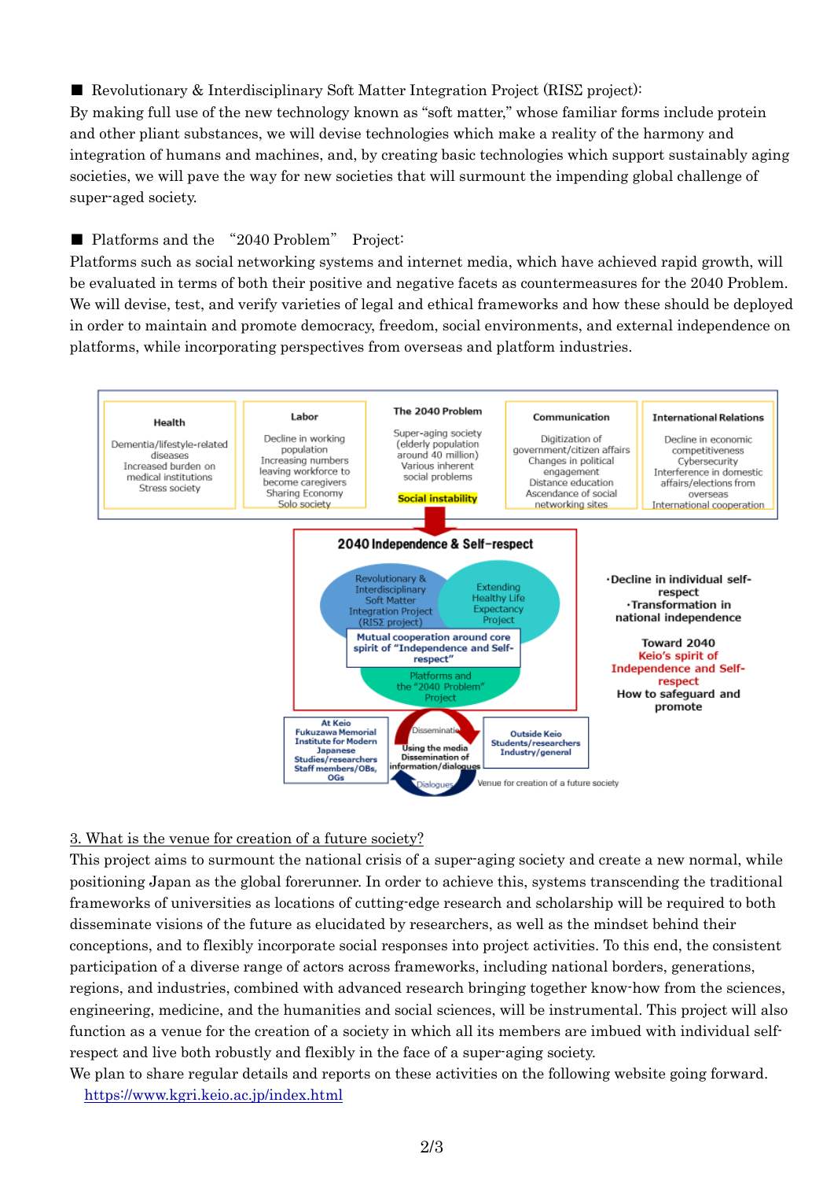■ Revolutionary & Interdisciplinary Soft Matter Integration Project (RISΣ project):
By making full use of the new technology known as "soft matter," whose familiar forms include protein and other pliant substances, we will devise technologies which make a reality of the harmony and integration of humans and machines, and, by creating basic technologies which support sustainably aging societies, we will pave the way for new societies that will surmount the impending global challenge of super-aged society.

■ Platforms and the "2040 Problem" Project:
Platforms such as social networking systems and internet media, which have achieved rapid growth, will be evaluated in terms of both their positive and negative facets as countermeasures for the 2040 Problem. We will devise, test, and verify varieties of legal and ethical frameworks and how these should be deployed in order to maintain and promote democracy, freedom, social environments, and external independence on platforms, while incorporating perspectives from overseas and platform industries.

| Health | Labor | The 2040 Problem | Communication | International Relations |
| --- | --- | --- | --- | --- |
| Dementia/lifestyle-related diseases<br>Increased burden on medical institutions<br>Stress society | Decline in working population<br>Increasing numbers leaving workforce to become caregivers<br>Sharing Economy<br>Solo society | Super-aging society (elderly population around 40 million)<br>Various inherent social problems<br>**Social instability** | Digitization of government/citizen affairs<br>Changes in political engagement<br>Distance education<br>Ascendance of social networking sites | Decline in economic competitiveness<br>Cybersecurity<br>Interference in domestic affairs/elections from overseas<br>International cooperation |

**2040 Independence & Self-respect**

- Revolutionary & Interdisciplinary Soft Matter Integration Project (RISΣ project)
- Extending Healthy Life Expectancy Project
- Platforms and the "2040 Problem" Project
- **Mutual cooperation around core spirit of "Independence and Self-respect"**

**·Decline in individual self-respect**
**·Transformation in national independence**

**Toward 2040**
**Keio's spirit of Independence and Self-respect**
**How to safeguard and promote**

**At Keio**
**Fukuzawa Memorial Institute for Modern Japanese Studies/researchers**
**Staff members/OBs, OGs**

Dissemination
**Using the media**
**Dissemination of information/dialogues**
Dialogues

**Outside Keio**
**Students/researchers**
**Industry/general**

Venue for creation of a future society

3. What is the venue for creation of a future society?

This project aims to surmount the national crisis of a super-aging society and create a new normal, while positioning Japan as the global forerunner. In order to achieve this, systems transcending the traditional frameworks of universities as locations of cutting-edge research and scholarship will be required to both disseminate visions of the future as elucidated by researchers, as well as the mindset behind their conceptions, and to flexibly incorporate social responses into project activities. To this end, the consistent participation of a diverse range of actors across frameworks, including national borders, generations, regions, and industries, combined with advanced research bringing together know-how from the sciences, engineering, medicine, and the humanities and social sciences, will be instrumental. This project will also function as a venue for the creation of a society in which all its members are imbued with individual self-respect and live both robustly and flexibly in the face of a super-aging society.

We plan to share regular details and reports on these activities on the following website going forward.
https://www.kgri.keio.ac.jp/index.html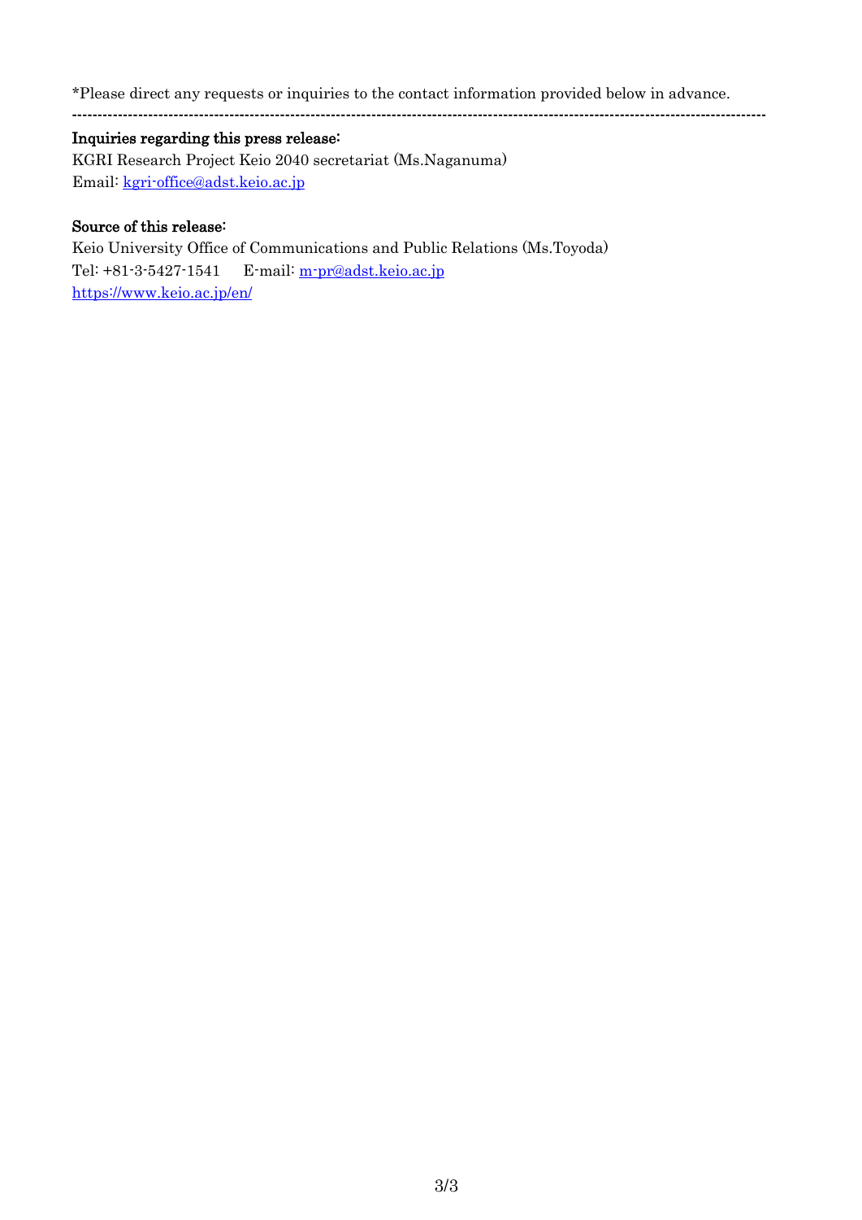*Please direct any requests or inquiries to the contact information provided below in advance.

---

**Inquiries regarding this press release:**

KGRI Research Project Keio 2040 secretariat (Ms.Naganuma)
Email: kgri-office@adst.keio.ac.jp

**Source of this release:**

Keio University Office of Communications and Public Relations (Ms.Toyoda)
Tel: +81-3-5427-1541    E-mail: m-pr@adst.keio.ac.jp
https://www.keio.ac.jp/en/